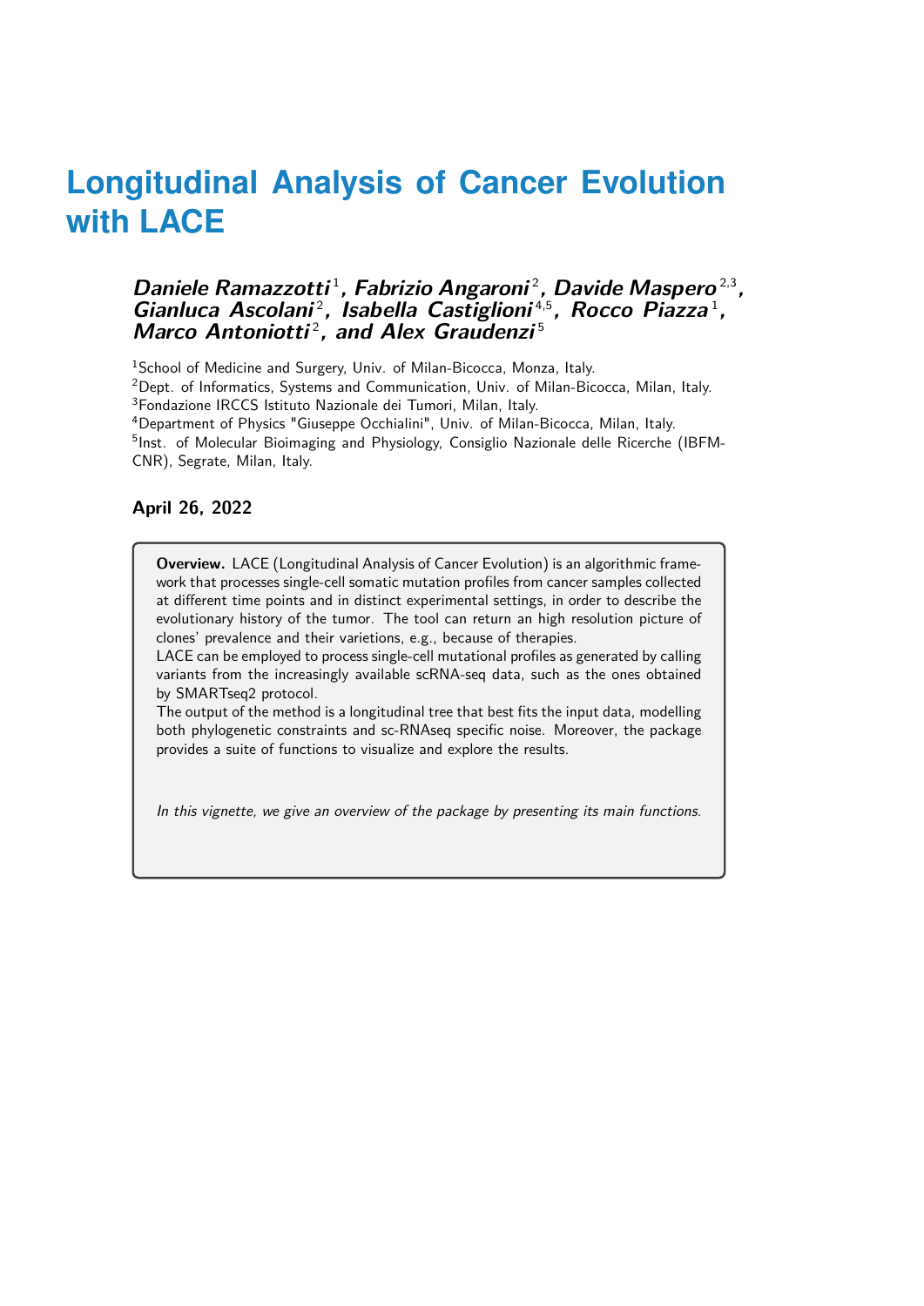# Longitudinal Analysis of Cancer Evolution with LACE

***Daniele Ramazzotti*** [1]***, Fabrizio Angaroni*** [2]***, Davide Maspero*** [2,3]***, Gianluca Ascolani*** [2]***, Isabella Castiglioni*** [4,5]***, Rocco Piazza*** [1]***, Marco Antoniotti*** [2]***, and Alex Graudenzi*** [5]

[1]School of Medicine and Surgery, Univ. of Milan-Bicocca, Monza, Italy.
[2]Dept. of Informatics, Systems and Communication, Univ. of Milan-Bicocca, Milan, Italy.
[3]Fondazione IRCCS Istituto Nazionale dei Tumori, Milan, Italy.
[4]Department of Physics "Giuseppe Occhialini", Univ. of Milan-Bicocca, Milan, Italy.
[5]Inst. of Molecular Bioimaging and Physiology, Consiglio Nazionale delle Ricerche (IBFM-CNR), Segrate, Milan, Italy.

**April 26, 2022**

**Overview.** LACE (Longitudinal Analysis of Cancer Evolution) is an algorithmic framework that processes single-cell somatic mutation profiles from cancer samples collected at different time points and in distinct experimental settings, in order to describe the evolutionary history of the tumor. The tool can return an high resolution picture of clones' prevalence and their varietions, e.g., because of therapies.
LACE can be employed to process single-cell mutational profiles as generated by calling variants from the increasingly available scRNA-seq data, such as the ones obtained by SMARTseq2 protocol.
The output of the method is a longitudinal tree that best fits the input data, modelling both phylogenetic constraints and sc-RNAseq specific noise. Moreover, the package provides a suite of functions to visualize and explore the results.

*In this vignette, we give an overview of the package by presenting its main functions.*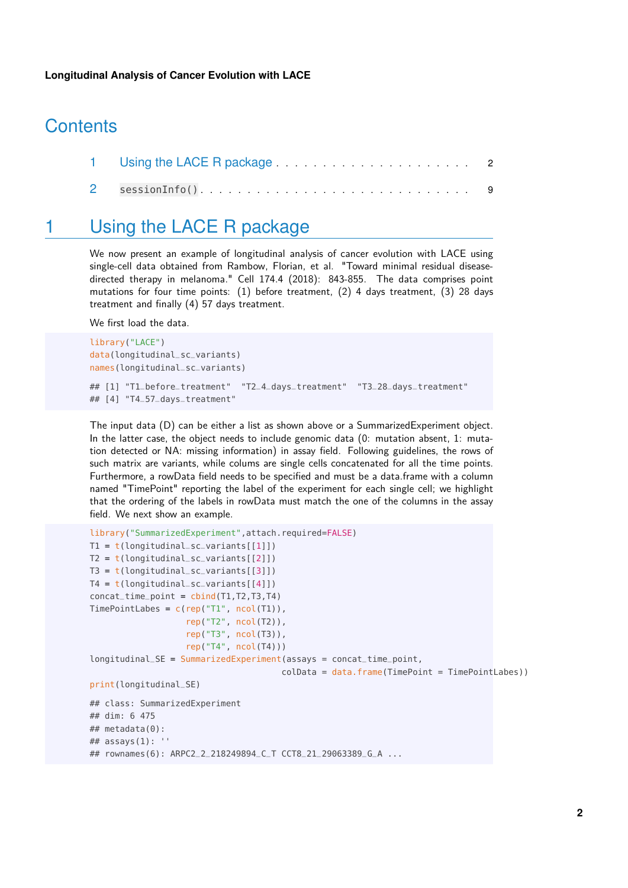**Longitudinal Analysis of Cancer Evolution with LACE**

# Contents

1 Using the LACE R package . . . . . . . . . . . . . . . . . . . . . . 2

2 sessionInfo() . . . . . . . . . . . . . . . . . . . . . . . . . . . 9

# 1 Using the LACE R package

We now present an example of longitudinal analysis of cancer evolution with LACE using single-cell data obtained from Rambow, Florian, et al. "Toward minimal residual disease-directed therapy in melanoma." Cell 174.4 (2018): 843-855. The data comprises point mutations for four time points: (1) before treatment, (2) 4 days treatment, (3) 28 days treatment and finally (4) 57 days treatment.

We first load the data.

```
library("LACE")
data(longitudinal_sc_variants)
names(longitudinal_sc_variants)

## [1] "T1_before_treatment"  "T2_4_days_treatment"  "T3_28_days_treatment"
## [4] "T4_57_days_treatment"
```

The input data (D) can be either a list as shown above or a SummarizedExperiment object. In the latter case, the object needs to include genomic data (0: mutation absent, 1: mutation detected or NA: missing information) in assay field. Following guidelines, the rows of such matrix are variants, while colums are single cells concatenated for all the time points. Furthermore, a rowData field needs to be specified and must be a data.frame with a column named "TimePoint" reporting the label of the experiment for each single cell; we highlight that the ordering of the labels in rowData must match the one of the columns in the assay field. We next show an example.

```
library("SummarizedExperiment",attach.required=FALSE)
T1 = t(longitudinal_sc_variants[[1]])
T2 = t(longitudinal_sc_variants[[2]])
T3 = t(longitudinal_sc_variants[[3]])
T4 = t(longitudinal_sc_variants[[4]])
concat_time_point = cbind(T1,T2,T3,T4)
TimePointLabes = c(rep("T1", ncol(T1)),
                   rep("T2", ncol(T2)),
                   rep("T3", ncol(T3)),
                   rep("T4", ncol(T4)))
longitudinal_SE = SummarizedExperiment(assays = concat_time_point,
                                       colData = data.frame(TimePoint = TimePointLabes))
print(longitudinal_SE)

## class: SummarizedExperiment
## dim: 6 475
## metadata(0):
## assays(1): ''
## rownames(6): ARPC2_2_218249894_C_T CCT8_21_29063389_G_A ...
```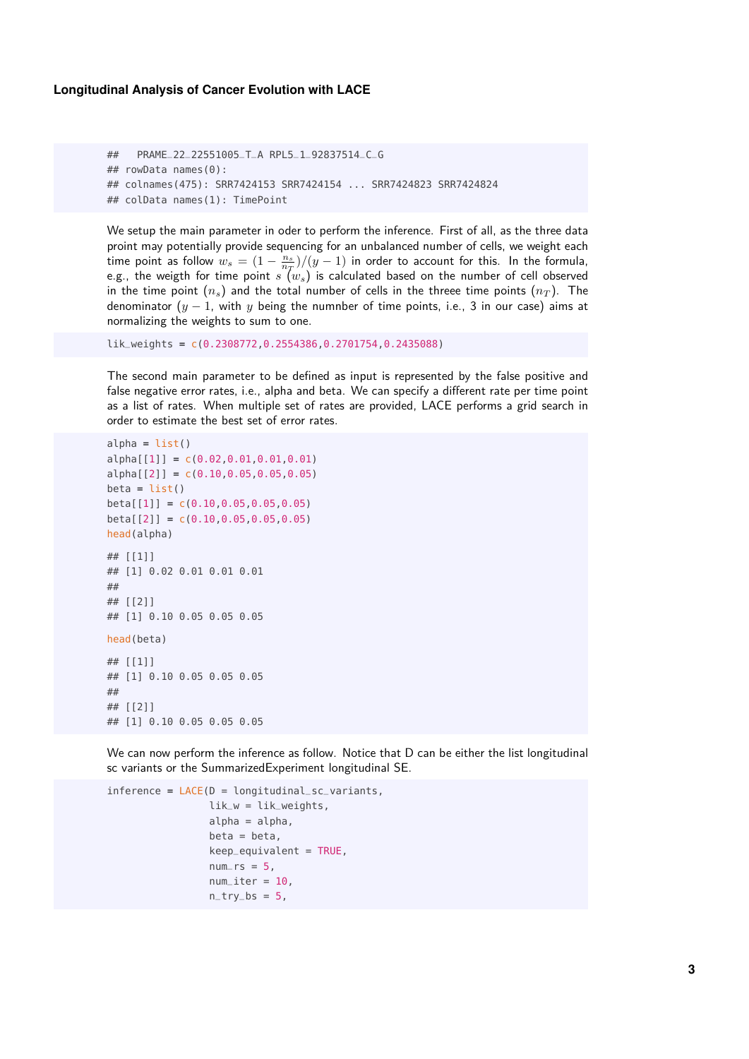```
##   PRAME_22_22551005_T_A RPL5_1_92837514_C_G
## rowData names(0):
## colnames(475): SRR7424153 SRR7424154 ... SRR7424823 SRR7424824
## colData names(1): TimePoint
```

We setup the main parameter in oder to perform the inference. First of all, as the three data proint may potentially provide sequencing for an unbalanced number of cells, we weight each time point as follow $w_s = (1 - \frac{n_s}{n_T})/(y-1)$ in order to account for this. In the formula, e.g., the weigth for time point $s$ $(w_s)$ is calculated based on the number of cell observed in the time point $(n_s)$ and the total number of cells in the threee time points $(n_T)$. The denominator $(y-1$, with $y$ being the numnber of time points, i.e., 3 in our case) aims at normalizing the weights to sum to one.

```
lik_weights = c(0.2308772,0.2554386,0.2701754,0.2435088)
```

The second main parameter to be defined as input is represented by the false positive and false negative error rates, i.e., alpha and beta. We can specify a different rate per time point as a list of rates. When multiple set of rates are provided, LACE performs a grid search in order to estimate the best set of error rates.

```
alpha = list()
alpha[[1]] = c(0.02,0.01,0.01,0.01)
alpha[[2]] = c(0.10,0.05,0.05,0.05)
beta = list()
beta[[1]] = c(0.10,0.05,0.05,0.05)
beta[[2]] = c(0.10,0.05,0.05,0.05)
head(alpha)

## [[1]]
## [1] 0.02 0.01 0.01 0.01
##
## [[2]]
## [1] 0.10 0.05 0.05 0.05

head(beta)

## [[1]]
## [1] 0.10 0.05 0.05 0.05
##
## [[2]]
## [1] 0.10 0.05 0.05 0.05
```

We can now perform the inference as follow. Notice that D can be either the list longitudinal sc variants or the SummarizedExperiment longitudinal SE.

```
inference = LACE(D = longitudinal_sc_variants,
                 lik_w = lik_weights,
                 alpha = alpha,
                 beta = beta,
                 keep_equivalent = TRUE,
                 num_rs = 5,
                 num_iter = 10,
                 n_try_bs = 5,
```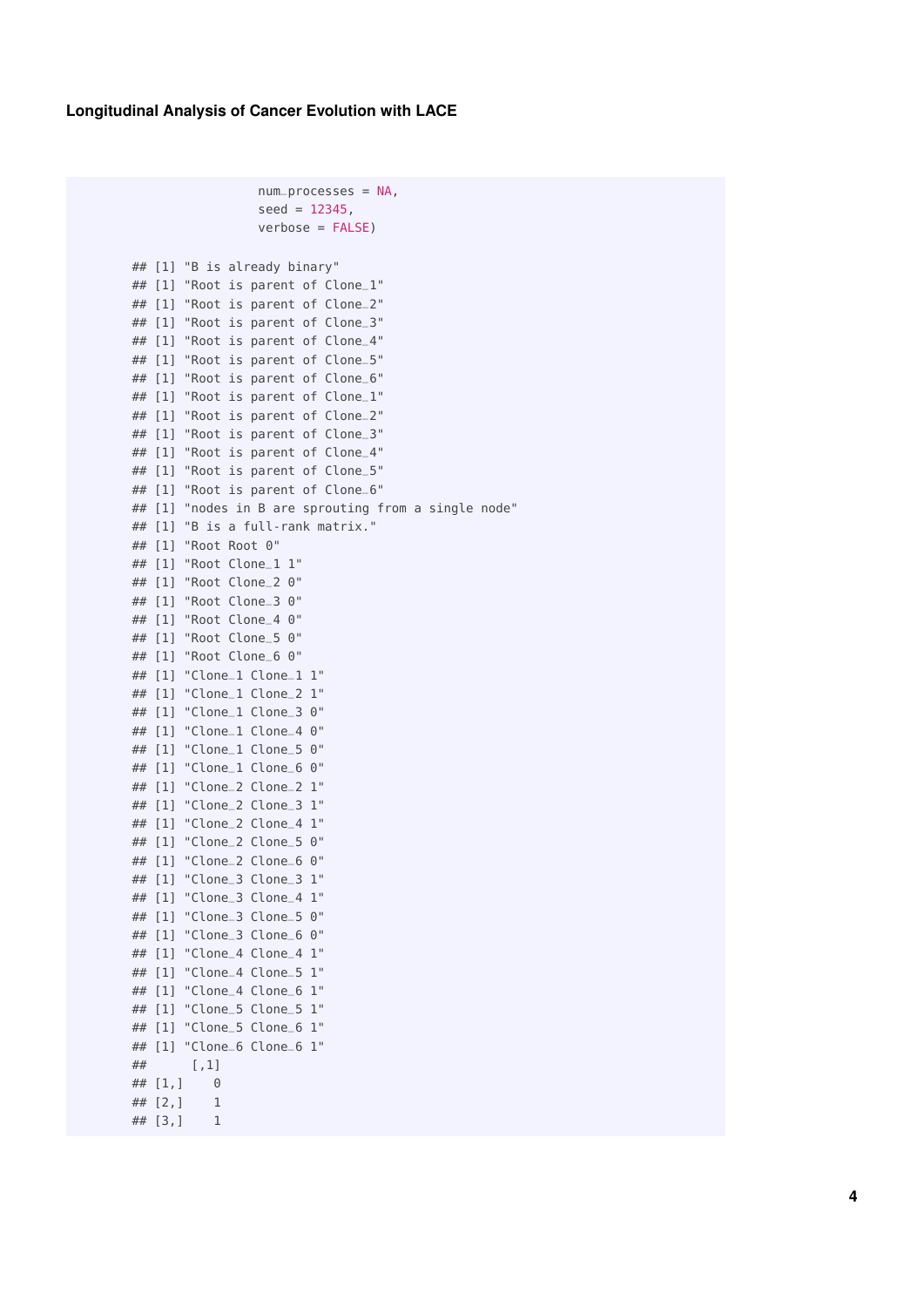```
                    num_processes = NA,
                    seed = 12345,
                    verbose = FALSE)
```

```
## [1] "B is already binary"
## [1] "Root is parent of Clone_1"
## [1] "Root is parent of Clone_2"
## [1] "Root is parent of Clone_3"
## [1] "Root is parent of Clone_4"
## [1] "Root is parent of Clone_5"
## [1] "Root is parent of Clone_6"
## [1] "Root is parent of Clone_1"
## [1] "Root is parent of Clone_2"
## [1] "Root is parent of Clone_3"
## [1] "Root is parent of Clone_4"
## [1] "Root is parent of Clone_5"
## [1] "Root is parent of Clone_6"
## [1] "nodes in B are sprouting from a single node"
## [1] "B is a full-rank matrix."
## [1] "Root Root 0"
## [1] "Root Clone_1 1"
## [1] "Root Clone_2 0"
## [1] "Root Clone_3 0"
## [1] "Root Clone_4 0"
## [1] "Root Clone_5 0"
## [1] "Root Clone_6 0"
## [1] "Clone_1 Clone_1 1"
## [1] "Clone_1 Clone_2 1"
## [1] "Clone_1 Clone_3 0"
## [1] "Clone_1 Clone_4 0"
## [1] "Clone_1 Clone_5 0"
## [1] "Clone_1 Clone_6 0"
## [1] "Clone_2 Clone_2 1"
## [1] "Clone_2 Clone_3 1"
## [1] "Clone_2 Clone_4 1"
## [1] "Clone_2 Clone_5 0"
## [1] "Clone_2 Clone_6 0"
## [1] "Clone_3 Clone_3 1"
## [1] "Clone_3 Clone_4 1"
## [1] "Clone_3 Clone_5 0"
## [1] "Clone_3 Clone_6 0"
## [1] "Clone_4 Clone_4 1"
## [1] "Clone_4 Clone_5 1"
## [1] "Clone_4 Clone_6 1"
## [1] "Clone_5 Clone_5 1"
## [1] "Clone_5 Clone_6 1"
## [1] "Clone_6 Clone_6 1"
##      [,1]
## [1,]    0
## [2,]    1
## [3,]    1
```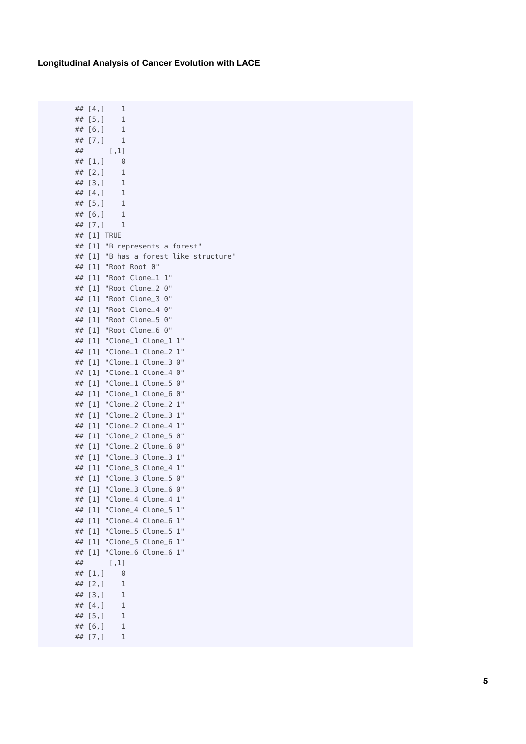```
## [4,]    1
## [5,]    1
## [6,]    1
## [7,]    1
##      [,1]
## [1,]    0
## [2,]    1
## [3,]    1
## [4,]    1
## [5,]    1
## [6,]    1
## [7,]    1
## [1] TRUE
## [1] "B represents a forest"
## [1] "B has a forest like structure"
## [1] "Root Root 0"
## [1] "Root Clone_1 1"
## [1] "Root Clone_2 0"
## [1] "Root Clone_3 0"
## [1] "Root Clone_4 0"
## [1] "Root Clone_5 0"
## [1] "Root Clone_6 0"
## [1] "Clone_1 Clone_1 1"
## [1] "Clone_1 Clone_2 1"
## [1] "Clone_1 Clone_3 0"
## [1] "Clone_1 Clone_4 0"
## [1] "Clone_1 Clone_5 0"
## [1] "Clone_1 Clone_6 0"
## [1] "Clone_2 Clone_2 1"
## [1] "Clone_2 Clone_3 1"
## [1] "Clone_2 Clone_4 1"
## [1] "Clone_2 Clone_5 0"
## [1] "Clone_2 Clone_6 0"
## [1] "Clone_3 Clone_3 1"
## [1] "Clone_3 Clone_4 1"
## [1] "Clone_3 Clone_5 0"
## [1] "Clone_3 Clone_6 0"
## [1] "Clone_4 Clone_4 1"
## [1] "Clone_4 Clone_5 1"
## [1] "Clone_4 Clone_6 1"
## [1] "Clone_5 Clone_5 1"
## [1] "Clone_5 Clone_6 1"
## [1] "Clone_6 Clone_6 1"
##      [,1]
## [1,]    0
## [2,]    1
## [3,]    1
## [4,]    1
## [5,]    1
## [6,]    1
## [7,]    1
```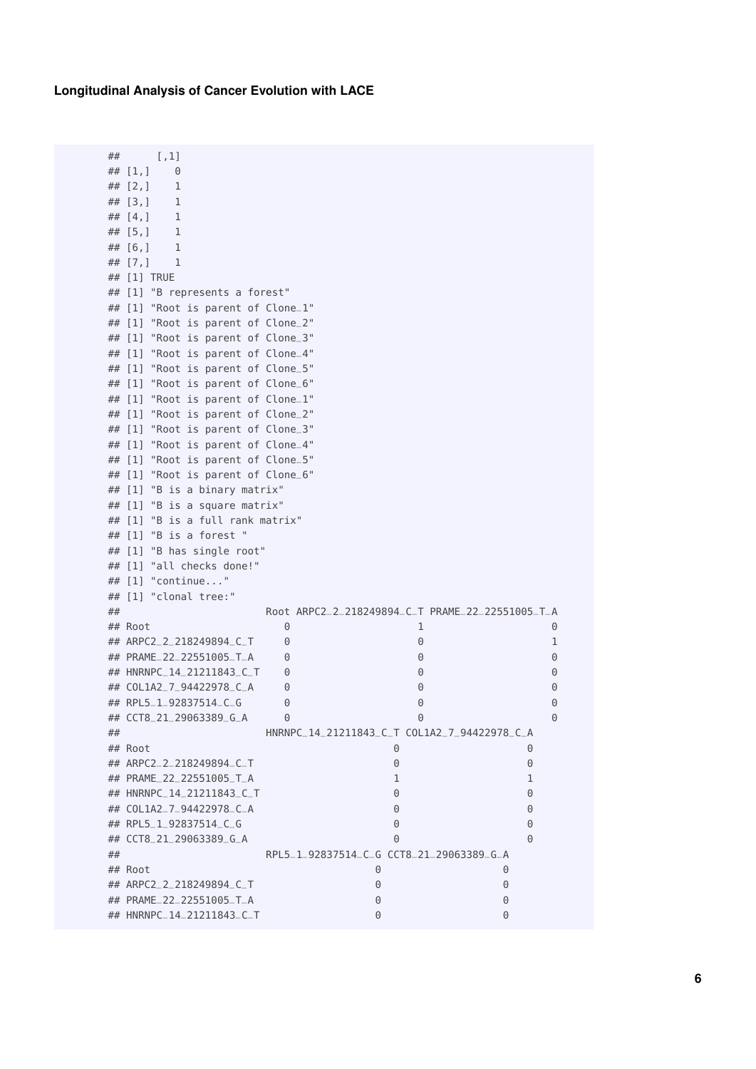**Longitudinal Analysis of Cancer Evolution with LACE**

```
##      [,1]
## [1,]    0
## [2,]    1
## [3,]    1
## [4,]    1
## [5,]    1
## [6,]    1
## [7,]    1
## [1] TRUE
## [1] "B represents a forest"
## [1] "Root is parent of Clone_1"
## [1] "Root is parent of Clone_2"
## [1] "Root is parent of Clone_3"
## [1] "Root is parent of Clone_4"
## [1] "Root is parent of Clone_5"
## [1] "Root is parent of Clone_6"
## [1] "Root is parent of Clone_1"
## [1] "Root is parent of Clone_2"
## [1] "Root is parent of Clone_3"
## [1] "Root is parent of Clone_4"
## [1] "Root is parent of Clone_5"
## [1] "Root is parent of Clone_6"
## [1] "B is a binary matrix"
## [1] "B is a square matrix"
## [1] "B is a full rank matrix"
## [1] "B is a forest "
## [1] "B has single root"
## [1] "all checks done!"
## [1] "continue..."
## [1] "clonal tree:"
##                        Root ARPC2_2_218249894_C_T PRAME_22_22551005_T_A
## Root                      0                     1                     0
## ARPC2_2_218249894_C_T     0                     0                     1
## PRAME_22_22551005_T_A     0                     0                     0
## HNRNPC_14_21211843_C_T    0                     0                     0
## COL1A2_7_94422978_C_A     0                     0                     0
## RPL5_1_92837514_C_G       0                     0                     0
## CCT8_21_29063389_G_A      0                     0                     0
##                        HNRNPC_14_21211843_C_T COL1A2_7_94422978_C_A
## Root                                        0                     0
## ARPC2_2_218249894_C_T                       0                     0
## PRAME_22_22551005_T_A                       1                     1
## HNRNPC_14_21211843_C_T                      0                     0
## COL1A2_7_94422978_C_A                       0                     0
## RPL5_1_92837514_C_G                         0                     0
## CCT8_21_29063389_G_A                        0                     0
##                        RPL5_1_92837514_C_G CCT8_21_29063389_G_A
## Root                                     0                    0
## ARPC2_2_218249894_C_T                    0                    0
## PRAME_22_22551005_T_A                    0                    0
## HNRNPC_14_21211843_C_T                   0                    0
```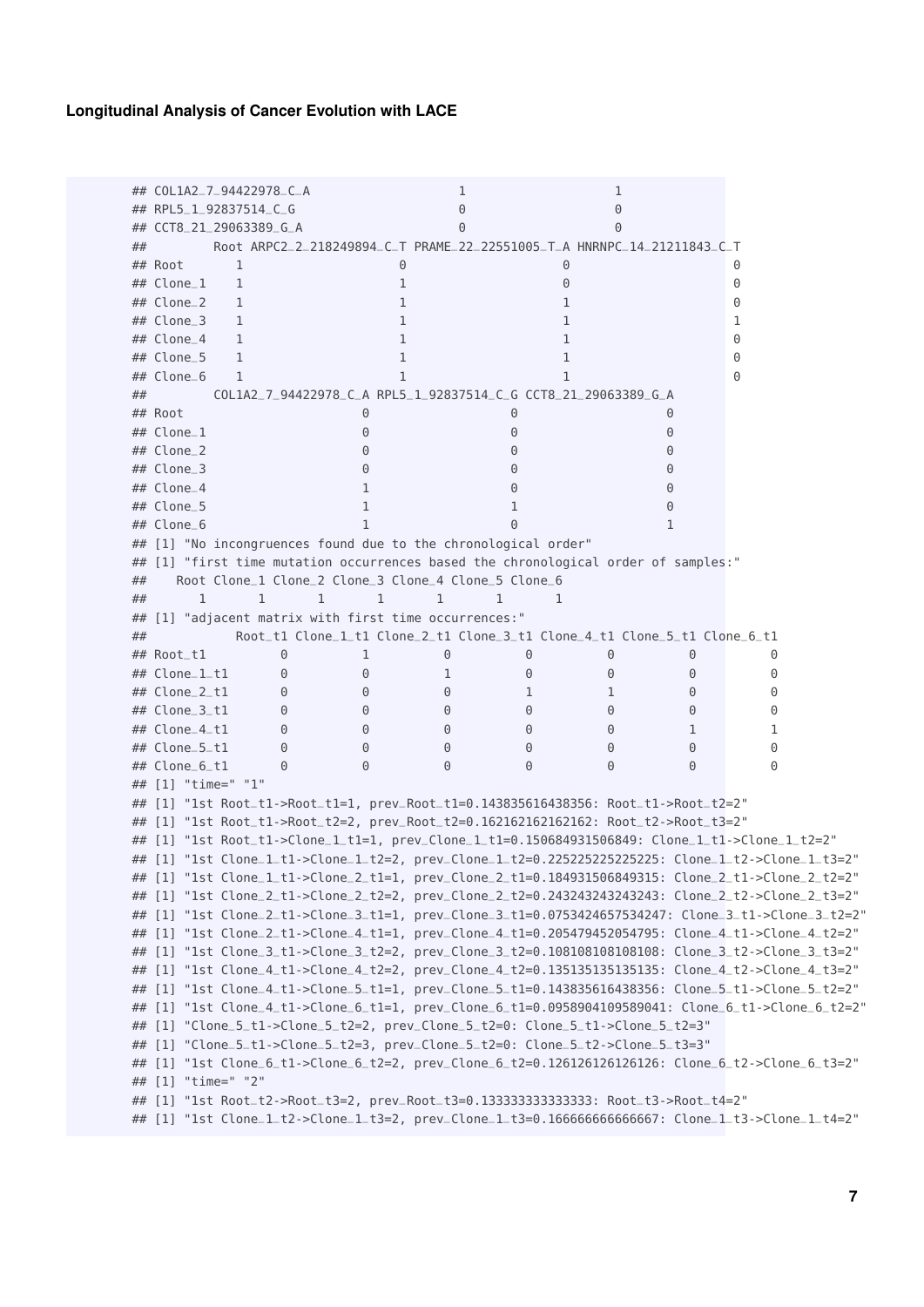```
## COL1A2_7_94422978_C_A                  1                   1
## RPL5_1_92837514_C_G                    0                   0
## CCT8_21_29063389_G_A                   0                   0
##         Root ARPC2_2_218249894_C_T PRAME_22_22551005_T_A HNRNPC_14_21211843_C_T
## Root       1                     0                     0                      0
## Clone_1    1                     1                     0                      0
## Clone_2    1                     1                     1                      0
## Clone_3    1                     1                     1                      1
## Clone_4    1                     1                     1                      0
## Clone_5    1                     1                     1                      0
## Clone_6    1                     1                     1                      0
##         COL1A2_7_94422978_C_A RPL5_1_92837514_C_G CCT8_21_29063389_G_A
## Root                        0                   0                    0
## Clone_1                     0                   0                    0
## Clone_2                     0                   0                    0
## Clone_3                     0                   0                    0
## Clone_4                     1                   0                    0
## Clone_5                     1                   1                    0
## Clone_6                     1                   0                    1
## [1] "No incongruences found due to the chronological order"
## [1] "first time mutation occurrences based the chronological order of samples:"
##    Root Clone_1 Clone_2 Clone_3 Clone_4 Clone_5 Clone_6
##       1       1       1       1       1       1       1
## [1] "adjacent matrix with first time occurrences:"
##            Root_t1 Clone_1_t1 Clone_2_t1 Clone_3_t1 Clone_4_t1 Clone_5_t1 Clone_6_t1
## Root_t1          0          1          0          0          0          0          0
## Clone_1_t1       0          0          1          0          0          0          0
## Clone_2_t1       0          0          0          1          1          0          0
## Clone_3_t1       0          0          0          0          0          0          0
## Clone_4_t1       0          0          0          0          0          1          1
## Clone_5_t1       0          0          0          0          0          0          0
## Clone_6_t1       0          0          0          0          0          0          0
## [1] "time=" "1"
## [1] "1st Root_t1->Root_t1=1, prev_Root_t1=0.143835616438356: Root_t1->Root_t2=2"
## [1] "1st Root_t1->Root_t2=2, prev_Root_t2=0.162162162162162: Root_t2->Root_t3=2"
## [1] "1st Root_t1->Clone_1_t1=1, prev_Clone_1_t1=0.150684931506849: Clone_1_t1->Clone_1_t2=2"
## [1] "1st Clone_1_t1->Clone_1_t2=2, prev_Clone_1_t2=0.225225225225225: Clone_1_t2->Clone_1_t3=2"
## [1] "1st Clone_1_t1->Clone_2_t1=1, prev_Clone_2_t1=0.184931506849315: Clone_2_t1->Clone_2_t2=2"
## [1] "1st Clone_2_t1->Clone_2_t2=2, prev_Clone_2_t2=0.243243243243243: Clone_2_t2->Clone_2_t3=2"
## [1] "1st Clone_2_t1->Clone_3_t1=1, prev_Clone_3_t1=0.0753424657534247: Clone_3_t1->Clone_3_t2=2"
## [1] "1st Clone_2_t1->Clone_4_t1=1, prev_Clone_4_t1=0.205479452054795: Clone_4_t1->Clone_4_t2=2"
## [1] "1st Clone_3_t1->Clone_3_t2=2, prev_Clone_3_t2=0.108108108108108: Clone_3_t2->Clone_3_t3=2"
## [1] "1st Clone_4_t1->Clone_4_t2=2, prev_Clone_4_t2=0.135135135135135: Clone_4_t2->Clone_4_t3=2"
## [1] "1st Clone_4_t1->Clone_5_t1=1, prev_Clone_5_t1=0.143835616438356: Clone_5_t1->Clone_5_t2=2"
## [1] "1st Clone_4_t1->Clone_6_t1=1, prev_Clone_6_t1=0.0958904109589041: Clone_6_t1->Clone_6_t2=2"
## [1] "Clone_5_t1->Clone_5_t2=2, prev_Clone_5_t2=0: Clone_5_t1->Clone_5_t2=3"
## [1] "Clone_5_t1->Clone_5_t2=3, prev_Clone_5_t2=0: Clone_5_t2->Clone_5_t3=3"
## [1] "1st Clone_6_t1->Clone_6_t2=2, prev_Clone_6_t2=0.126126126126126: Clone_6_t2->Clone_6_t3=2"
## [1] "time=" "2"
## [1] "1st Root_t2->Root_t3=2, prev_Root_t3=0.133333333333333: Root_t3->Root_t4=2"
## [1] "1st Clone_1_t2->Clone_1_t3=2, prev_Clone_1_t3=0.166666666666667: Clone_1_t3->Clone_1_t4=2"
```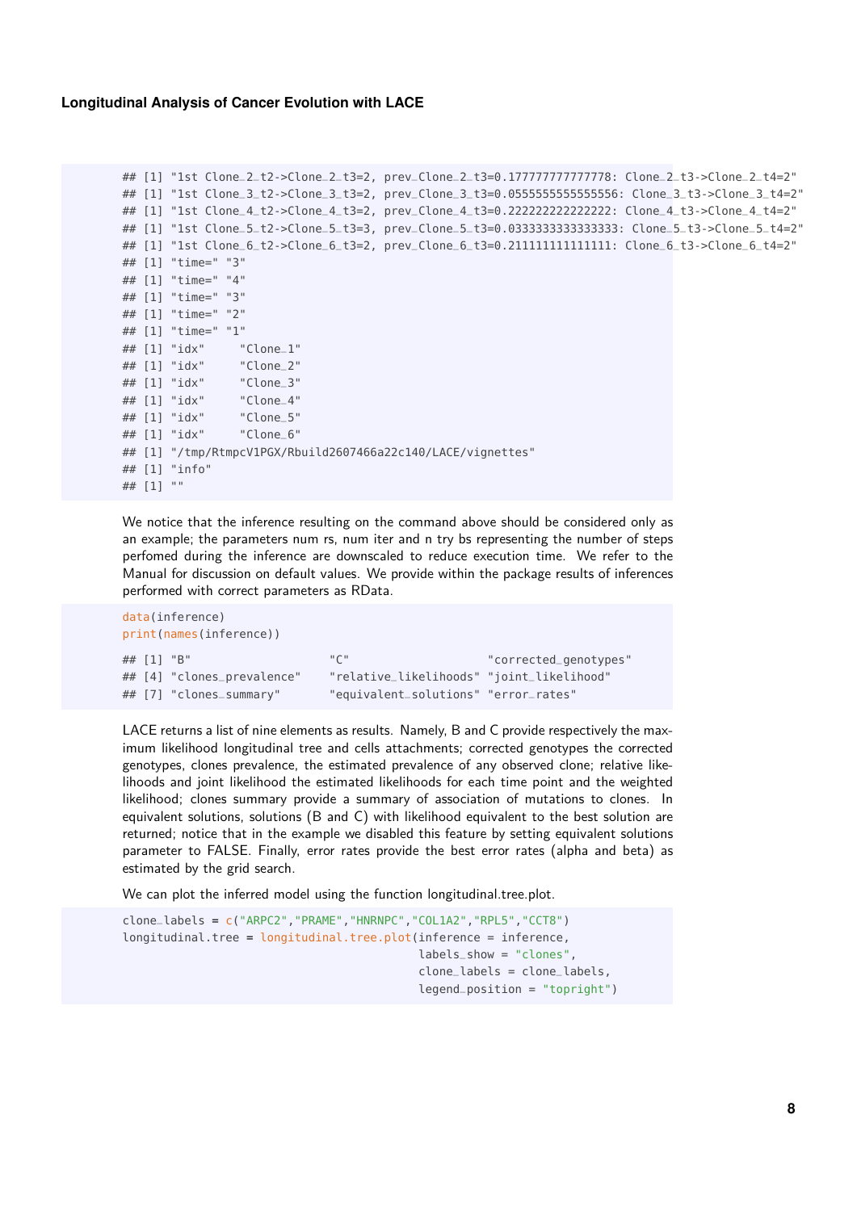```
## [1] "1st Clone_2_t2->Clone_2_t3=2, prev_Clone_2_t3=0.177777777777778: Clone_2_t3->Clone_2_t4=2"
## [1] "1st Clone_3_t2->Clone_3_t3=2, prev_Clone_3_t3=0.0555555555555556: Clone_3_t3->Clone_3_t4=2"
## [1] "1st Clone_4_t2->Clone_4_t3=2, prev_Clone_4_t3=0.222222222222222: Clone_4_t3->Clone_4_t4=2"
## [1] "1st Clone_5_t2->Clone_5_t3=3, prev_Clone_5_t3=0.0333333333333333: Clone_5_t3->Clone_5_t4=2"
## [1] "1st Clone_6_t2->Clone_6_t3=2, prev_Clone_6_t3=0.211111111111111: Clone_6_t3->Clone_6_t4=2"
## [1] "time=" "3"
## [1] "time=" "4"
## [1] "time=" "3"
## [1] "time=" "2"
## [1] "time=" "1"
## [1] "idx"     "Clone_1"
## [1] "idx"     "Clone_2"
## [1] "idx"     "Clone_3"
## [1] "idx"     "Clone_4"
## [1] "idx"     "Clone_5"
## [1] "idx"     "Clone_6"
## [1] "/tmp/RtmpcV1PGX/Rbuild2607466a22c140/LACE/vignettes"
## [1] "info"
## [1] ""
```

We notice that the inference resulting on the command above should be considered only as an example; the parameters num rs, num iter and n try bs representing the number of steps perfomed during the inference are downscaled to reduce execution time. We refer to the Manual for discussion on default values. We provide within the package results of inferences performed with correct parameters as RData.

```
data(inference)
print(names(inference))

## [1] "B"                    "C"                    "corrected_genotypes"
## [4] "clones_prevalence"    "relative_likelihoods" "joint_likelihood"
## [7] "clones_summary"       "equivalent_solutions" "error_rates"
```

LACE returns a list of nine elements as results. Namely, B and C provide respectively the maximum likelihood longitudinal tree and cells attachments; corrected genotypes the corrected genotypes, clones prevalence, the estimated prevalence of any observed clone; relative likelihoods and joint likelihood the estimated likelihoods for each time point and the weighted likelihood; clones summary provide a summary of association of mutations to clones. In equivalent solutions, solutions (B and C) with likelihood equivalent to the best solution are returned; notice that in the example we disabled this feature by setting equivalent solutions parameter to FALSE. Finally, error rates provide the best error rates (alpha and beta) as estimated by the grid search.

We can plot the inferred model using the function longitudinal.tree.plot.

```
clone_labels = c("ARPC2","PRAME","HNRNPC","COL1A2","RPL5","CCT8")
longitudinal.tree = longitudinal.tree.plot(inference = inference,
                                           labels_show = "clones",
                                           clone_labels = clone_labels,
                                           legend_position = "topright")
```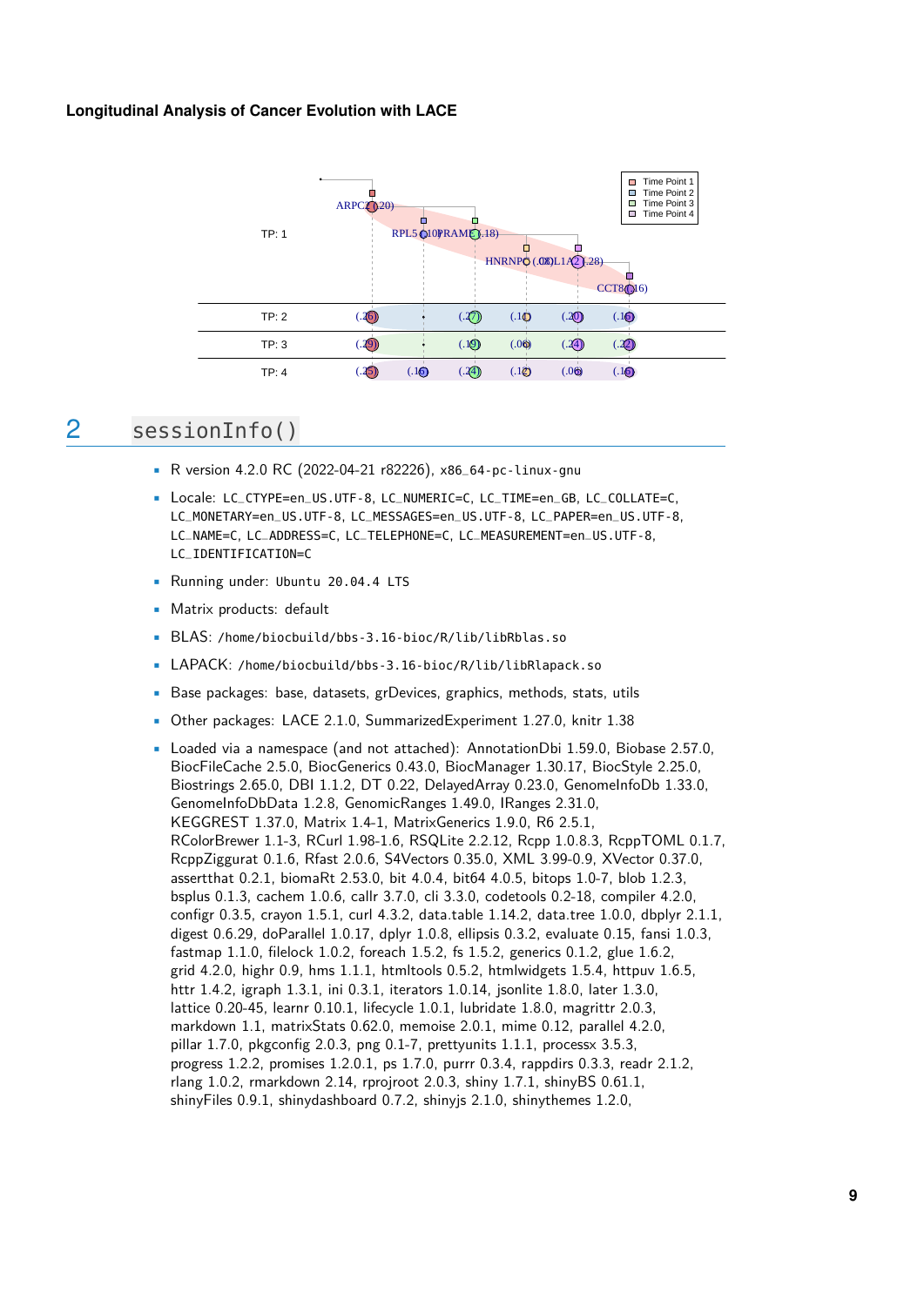## 2 sessionInfo()

- R version 4.2.0 RC (2022-04-21 r82226), x86_64-pc-linux-gnu
- Locale: LC_CTYPE=en_US.UTF-8, LC_NUMERIC=C, LC_TIME=en_GB, LC_COLLATE=C, LC_MONETARY=en_US.UTF-8, LC_MESSAGES=en_US.UTF-8, LC_PAPER=en_US.UTF-8, LC_NAME=C, LC_ADDRESS=C, LC_TELEPHONE=C, LC_MEASUREMENT=en_US.UTF-8, LC_IDENTIFICATION=C
- Running under: Ubuntu 20.04.4 LTS
- Matrix products: default
- BLAS: /home/biocbuild/bbs-3.16-bioc/R/lib/libRblas.so
- LAPACK: /home/biocbuild/bbs-3.16-bioc/R/lib/libRlapack.so
- Base packages: base, datasets, grDevices, graphics, methods, stats, utils
- Other packages: LACE 2.1.0, SummarizedExperiment 1.27.0, knitr 1.38
- Loaded via a namespace (and not attached): AnnotationDbi 1.59.0, Biobase 2.57.0, BiocFileCache 2.5.0, BiocGenerics 0.43.0, BiocManager 1.30.17, BiocStyle 2.25.0, Biostrings 2.65.0, DBI 1.1.2, DT 0.22, DelayedArray 0.23.0, GenomeInfoDb 1.33.0, GenomeInfoDbData 1.2.8, GenomicRanges 1.49.0, IRanges 2.31.0, KEGGREST 1.37.0, Matrix 1.4-1, MatrixGenerics 1.9.0, R6 2.5.1, RColorBrewer 1.1-3, RCurl 1.98-1.6, RSQLite 2.2.12, Rcpp 1.0.8.3, RcppTOML 0.1.7, RcppZiggurat 0.1.6, Rfast 2.0.6, S4Vectors 0.35.0, XML 3.99-0.9, XVector 0.37.0, assertthat 0.2.1, biomaRt 2.53.0, bit 4.0.4, bit64 4.0.5, bitops 1.0-7, blob 1.2.3, bsplus 0.1.3, cachem 1.0.6, callr 3.7.0, cli 3.3.0, codetools 0.2-18, compiler 4.2.0, configr 0.3.5, crayon 1.5.1, curl 4.3.2, data.table 1.14.2, data.tree 1.0.0, dbplyr 2.1.1, digest 0.6.29, doParallel 1.0.17, dplyr 1.0.8, ellipsis 0.3.2, evaluate 0.15, fansi 1.0.3, fastmap 1.1.0, filelock 1.0.2, foreach 1.5.2, fs 1.5.2, generics 0.1.2, glue 1.6.2, grid 4.2.0, highr 0.9, hms 1.1.1, htmltools 0.5.2, htmlwidgets 1.5.4, httpuv 1.6.5, httr 1.4.2, igraph 1.3.1, ini 0.3.1, iterators 1.0.14, jsonlite 1.8.0, later 1.3.0, lattice 0.20-45, learnr 0.10.1, lifecycle 1.0.1, lubridate 1.8.0, magrittr 2.0.3, markdown 1.1, matrixStats 0.62.0, memoise 2.0.1, mime 0.12, parallel 4.2.0, pillar 1.7.0, pkgconfig 2.0.3, png 0.1-7, prettyunits 1.1.1, processx 3.5.3, progress 1.2.2, promises 1.2.0.1, ps 1.7.0, purrr 0.3.4, rappdirs 0.3.3, readr 2.1.2, rlang 1.0.2, rmarkdown 2.14, rprojroot 2.0.3, shiny 1.7.1, shinyBS 0.61.1, shinyFiles 0.9.1, shinydashboard 0.7.2, shinyjs 2.1.0, shinythemes 1.2.0,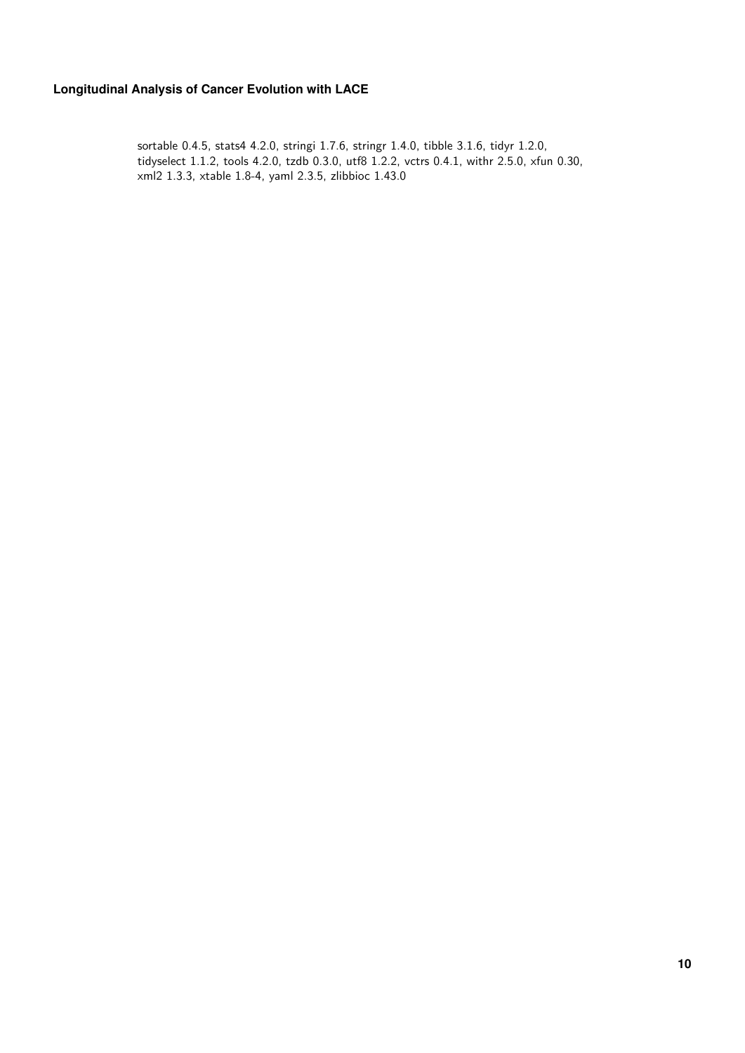sortable 0.4.5, stats4 4.2.0, stringi 1.7.6, stringr 1.4.0, tibble 3.1.6, tidyr 1.2.0, tidyselect 1.1.2, tools 4.2.0, tzdb 0.3.0, utf8 1.2.2, vctrs 0.4.1, withr 2.5.0, xfun 0.30, xml2 1.3.3, xtable 1.8-4, yaml 2.3.5, zlibbioc 1.43.0